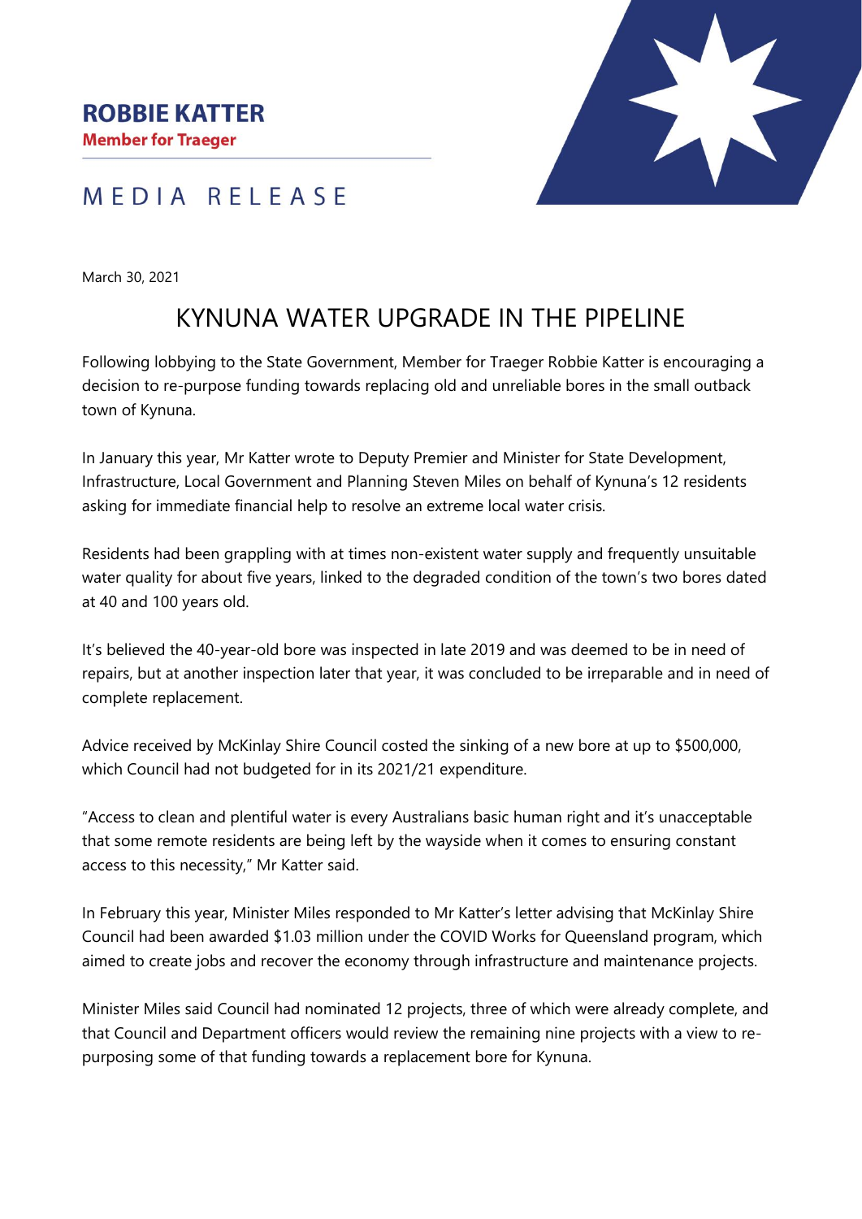**ROBBIE KATTER**
**Member for Traeger**

MEDIA RELEASE

March 30, 2021

# KYNUNA WATER UPGRADE IN THE PIPELINE

Following lobbying to the State Government, Member for Traeger Robbie Katter is encouraging a decision to re-purpose funding towards replacing old and unreliable bores in the small outback town of Kynuna.

In January this year, Mr Katter wrote to Deputy Premier and Minister for State Development, Infrastructure, Local Government and Planning Steven Miles on behalf of Kynuna's 12 residents asking for immediate financial help to resolve an extreme local water crisis.

Residents had been grappling with at times non-existent water supply and frequently unsuitable water quality for about five years, linked to the degraded condition of the town's two bores dated at 40 and 100 years old.

It's believed the 40-year-old bore was inspected in late 2019 and was deemed to be in need of repairs, but at another inspection later that year, it was concluded to be irreparable and in need of complete replacement.

Advice received by McKinlay Shire Council costed the sinking of a new bore at up to $500,000, which Council had not budgeted for in its 2021/21 expenditure.

"Access to clean and plentiful water is every Australians basic human right and it's unacceptable that some remote residents are being left by the wayside when it comes to ensuring constant access to this necessity," Mr Katter said.

In February this year, Minister Miles responded to Mr Katter's letter advising that McKinlay Shire Council had been awarded $1.03 million under the COVID Works for Queensland program, which aimed to create jobs and recover the economy through infrastructure and maintenance projects.

Minister Miles said Council had nominated 12 projects, three of which were already complete, and that Council and Department officers would review the remaining nine projects with a view to re-purposing some of that funding towards a replacement bore for Kynuna.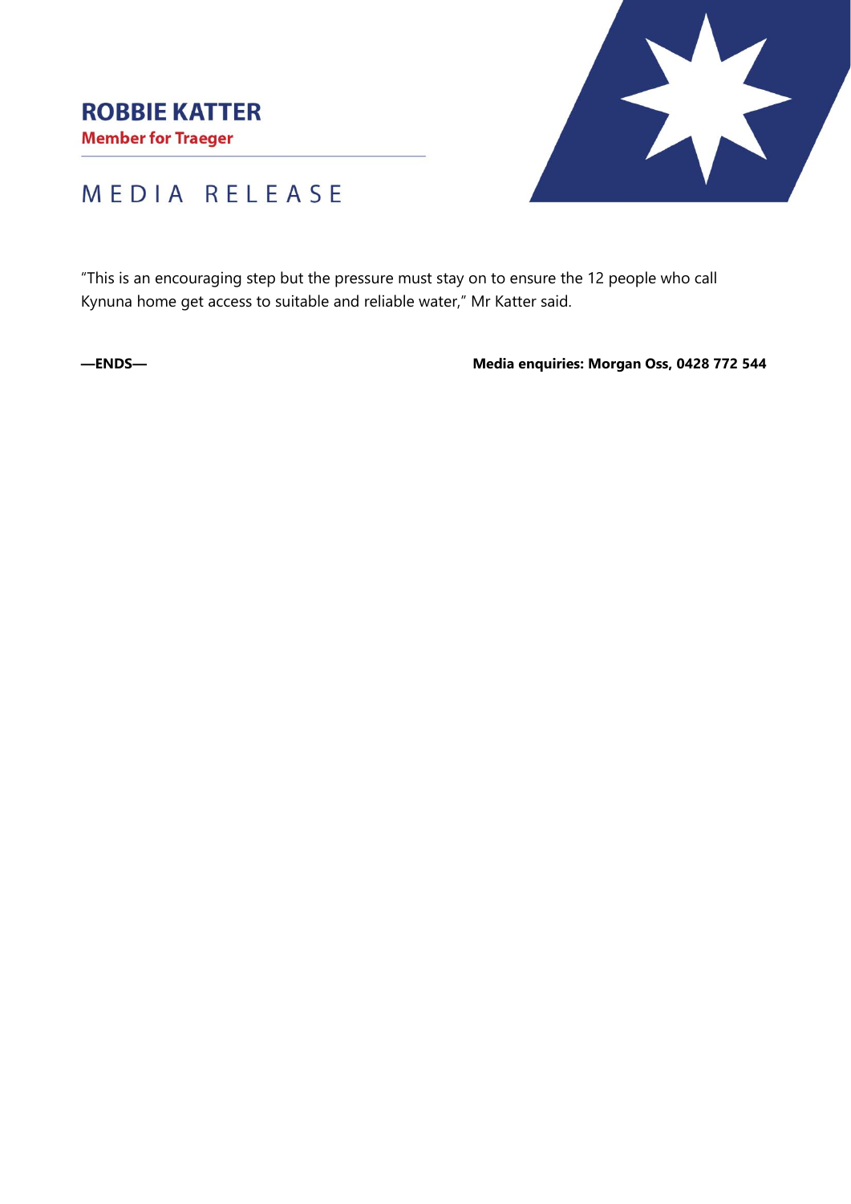**ROBBIE KATTER**

**Member for Traeger**

MEDIA RELEASE

"This is an encouraging step but the pressure must stay on to ensure the 12 people who call Kynuna home get access to suitable and reliable water," Mr Katter said.

**—ENDS—**

**Media enquiries: Morgan Oss, 0428 772 544**